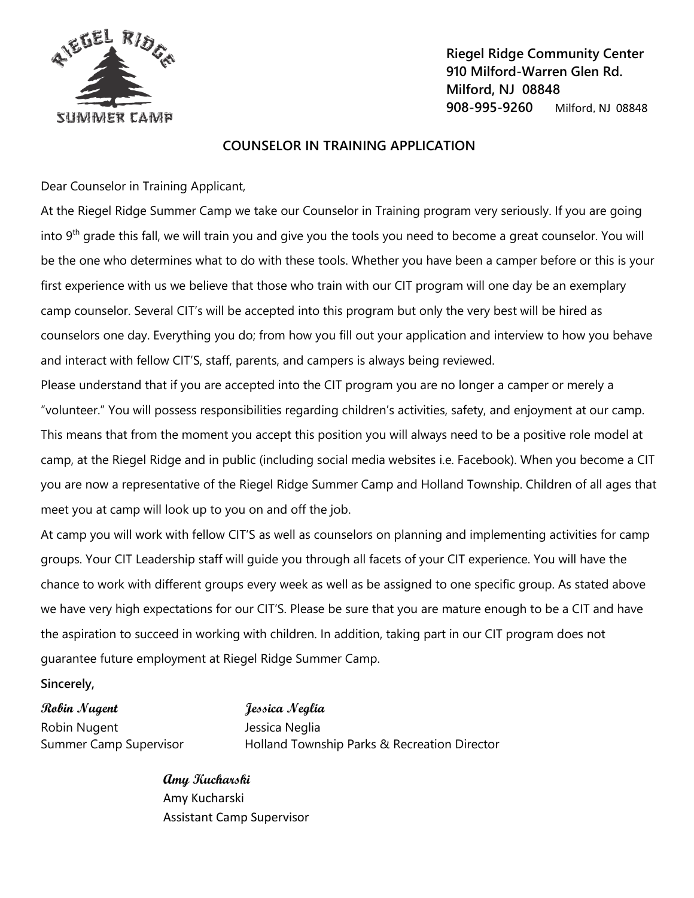Riegel Ridge Summer Camp

**Riegel Ridge Community Center**
**910 Milford-Warren Glen Rd.**
**Milford, NJ 08848**
**908-995-9260** Milford, NJ 08848

## COUNSELOR IN TRAINING APPLICATION

Dear Counselor in Training Applicant,

At the Riegel Ridge Summer Camp we take our Counselor in Training program very seriously. If you are going into 9th grade this fall, we will train you and give you the tools you need to become a great counselor. You will be the one who determines what to do with these tools. Whether you have been a camper before or this is your first experience with us we believe that those who train with our CIT program will one day be an exemplary camp counselor. Several CIT's will be accepted into this program but only the very best will be hired as counselors one day. Everything you do; from how you fill out your application and interview to how you behave and interact with fellow CIT'S, staff, parents, and campers is always being reviewed.

Please understand that if you are accepted into the CIT program you are no longer a camper or merely a "volunteer." You will possess responsibilities regarding children's activities, safety, and enjoyment at our camp. This means that from the moment you accept this position you will always need to be a positive role model at camp, at the Riegel Ridge and in public (including social media websites i.e. Facebook). When you become a CIT you are now a representative of the Riegel Ridge Summer Camp and Holland Township. Children of all ages that meet you at camp will look up to you on and off the job.

At camp you will work with fellow CIT'S as well as counselors on planning and implementing activities for camp groups. Your CIT Leadership staff will guide you through all facets of your CIT experience. You will have the chance to work with different groups every week as well as be assigned to one specific group. As stated above we have very high expectations for our CIT'S. Please be sure that you are mature enough to be a CIT and have the aspiration to succeed in working with children. In addition, taking part in our CIT program does not guarantee future employment at Riegel Ridge Summer Camp.

**Sincerely,**

*Robin Nugent*
Robin Nugent
Summer Camp Supervisor

*Jessica Neglia*
Jessica Neglia
Holland Township Parks & Recreation Director

*Amy Kucharski*
Amy Kucharski
Assistant Camp Supervisor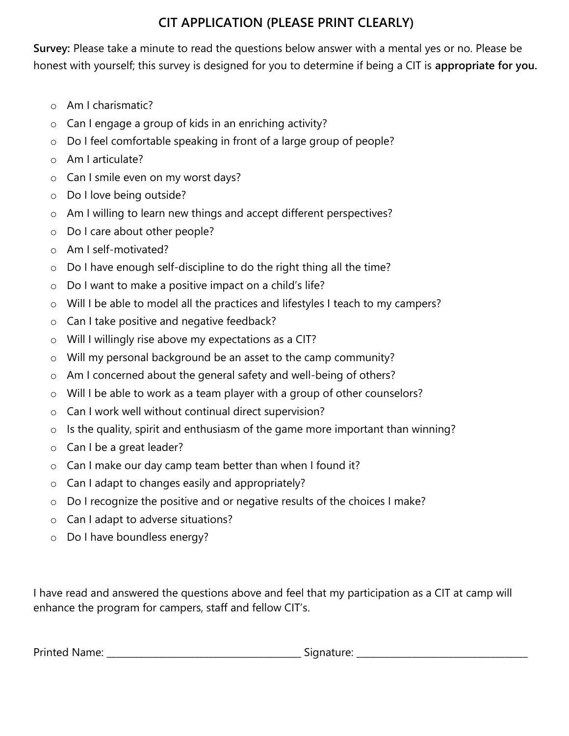# CIT APPLICATION (PLEASE PRINT CLEARLY)

**Survey:** Please take a minute to read the questions below answer with a mental yes or no. Please be honest with yourself; this survey is designed for you to determine if being a CIT is **appropriate for you.**

- Am I charismatic?
- Can I engage a group of kids in an enriching activity?
- Do I feel comfortable speaking in front of a large group of people?
- Am I articulate?
- Can I smile even on my worst days?
- Do I love being outside?
- Am I willing to learn new things and accept different perspectives?
- Do I care about other people?
- Am I self-motivated?
- Do I have enough self-discipline to do the right thing all the time?
- Do I want to make a positive impact on a child's life?
- Will I be able to model all the practices and lifestyles I teach to my campers?
- Can I take positive and negative feedback?
- Will I willingly rise above my expectations as a CIT?
- Will my personal background be an asset to the camp community?
- Am I concerned about the general safety and well-being of others?
- Will I be able to work as a team player with a group of other counselors?
- Can I work well without continual direct supervision?
- Is the quality, spirit and enthusiasm of the game more important than winning?
- Can I be a great leader?
- Can I make our day camp team better than when I found it?
- Can I adapt to changes easily and appropriately?
- Do I recognize the positive and or negative results of the choices I make?
- Can I adapt to adverse situations?
- Do I have boundless energy?

I have read and answered the questions above and feel that my participation as a CIT at camp will enhance the program for campers, staff and fellow CIT's.

Printed Name: ______________________________ Signature: ______________________________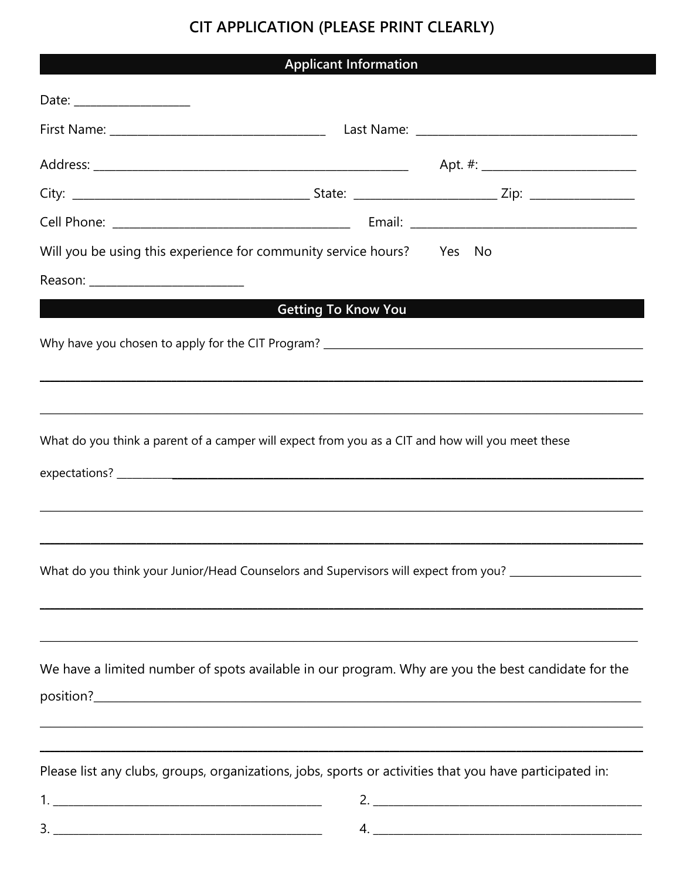# CIT APPLICATION (PLEASE PRINT CLEARLY)

## Applicant Information

Date: ____________________

First Name: ______________________________________ Last Name: ______________________________________

Address: ________________________________________________________ Apt. #: ___________________________

City: _________________________________________ State: ________________________ Zip: __________________

Cell Phone: __________________________________________ Email: ________________________________________

Will you be using this experience for community service hours? Yes No

Reason: ___________________________

## Getting To Know You

Why have you chosen to apply for the CIT Program? ______________________________________________________________

______________________________________________________________________________________________________

______________________________________________________________________________________________________

What do you think a parent of a camper will expect from you as a CIT and how will you meet these expectations? ______________________________________________________________________________________

______________________________________________________________________________________________________

______________________________________________________________________________________________________

What do you think your Junior/Head Counselors and Supervisors will expect from you? _________________________

______________________________________________________________________________________________________

______________________________________________________________________________________________________

We have a limited number of spots available in our program. Why are you the best candidate for the position?____________________________________________________________________________________________

______________________________________________________________________________________________________

______________________________________________________________________________________________________

Please list any clubs, groups, organizations, jobs, sports or activities that you have participated in:

1. ________________________________________________ 2. ________________________________________________

3. ________________________________________________ 4. ________________________________________________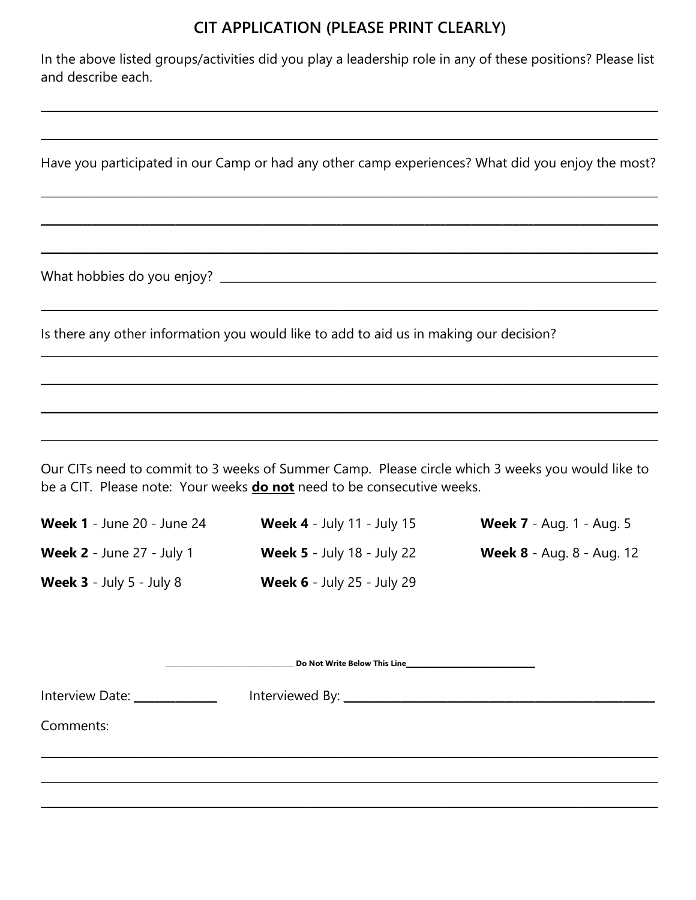## CIT APPLICATION (PLEASE PRINT CLEARLY)

In the above listed groups/activities did you play a leadership role in any of these positions? Please list and describe each.

______________________________________________________________________________

______________________________________________________________________________

Have you participated in our Camp or had any other camp experiences? What did you enjoy the most?

______________________________________________________________________________

______________________________________________________________________________

______________________________________________________________________________

What hobbies do you enjoy? ______________________________________________________

______________________________________________________________________________

Is there any other information you would like to add to aid us in making our decision?

______________________________________________________________________________

______________________________________________________________________________

______________________________________________________________________________

______________________________________________________________________________

Our CITs need to commit to 3 weeks of Summer Camp. Please circle which 3 weeks you would like to be a CIT. Please note: Your weeks **do not** need to be consecutive weeks.

**Week 1** - June 20 - June 24

**Week 2** - June 27 - July 1

**Week 3** - July 5 - July 8

**Week 4** - July 11 - July 15

**Week 5** - July 18 - July 22

**Week 6** - July 25 - July 29

**Week 7** - Aug. 1 - Aug. 5

**Week 8** - Aug. 8 - Aug. 12

_______________ **Do Not Write Below This Line** _______________

Interview Date: ____________ Interviewed By: ________________________________

Comments:

______________________________________________________________________________

______________________________________________________________________________

______________________________________________________________________________